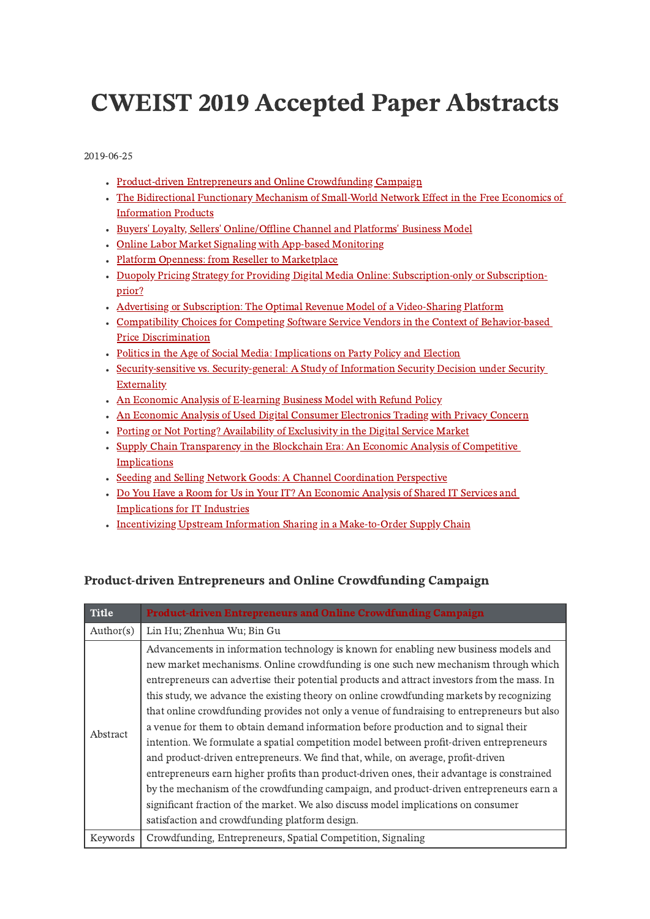# CWEIST 2019 Accepted Paper Abstracts

2019-06-25

- Product-driven Entrepreneurs and Online Crowdfunding Campaign
- The Bidirectional Functionary Mechanism of Small-World Network Effect in the Free Economics of Information Products
- Buyers' Loyalty, Sellers' Online/Offline Channel and Platforms' Business Model
- Online Labor Market Signaling with App-based Monitoring
- Platform Openness: from Reseller to Marketplace
- Duopoly Pricing Strategy for Providing Digital Media Online: Subscription-only or Subscription-prior?
- Advertising or Subscription: The Optimal Revenue Model of a Video-Sharing Platform
- Compatibility Choices for Competing Software Service Vendors in the Context of Behavior-based Price Discrimination
- Politics in the Age of Social Media: Implications on Party Policy and Election
- Security-sensitive vs. Security-general: A Study of Information Security Decision under Security Externality
- An Economic Analysis of E-learning Business Model with Refund Policy
- An Economic Analysis of Used Digital Consumer Electronics Trading with Privacy Concern
- Porting or Not Porting? Availability of Exclusivity in the Digital Service Market
- Supply Chain Transparency in the Blockchain Era: An Economic Analysis of Competitive Implications
- Seeding and Selling Network Goods: A Channel Coordination Perspective
- Do You Have a Room for Us in Your IT? An Economic Analysis of Shared IT Services and Implications for IT Industries
- Incentivizing Upstream Information Sharing in a Make-to-Order Supply Chain

### Product-driven Entrepreneurs and Online Crowdfunding Campaign

| Title | Product-driven Entrepreneurs and Online Crowdfunding Campaign |
|---|---|
| Author(s) | Lin Hu; Zhenhua Wu; Bin Gu |
| Abstract | Advancements in information technology is known for enabling new business models and new market mechanisms. Online crowdfunding is one such new mechanism through which entrepreneurs can advertise their potential products and attract investors from the mass. In this study, we advance the existing theory on online crowdfunding markets by recognizing that online crowdfunding provides not only a venue of fundraising to entrepreneurs but also a venue for them to obtain demand information before production and to signal their intention. We formulate a spatial competition model between profit-driven entrepreneurs and product-driven entrepreneurs. We find that, while, on average, profit-driven entrepreneurs earn higher profits than product-driven ones, their advantage is constrained by the mechanism of the crowdfunding campaign, and product-driven entrepreneurs earn a significant fraction of the market. We also discuss model implications on consumer satisfaction and crowdfunding platform design. |
| Keywords | Crowdfunding, Entrepreneurs, Spatial Competition, Signaling |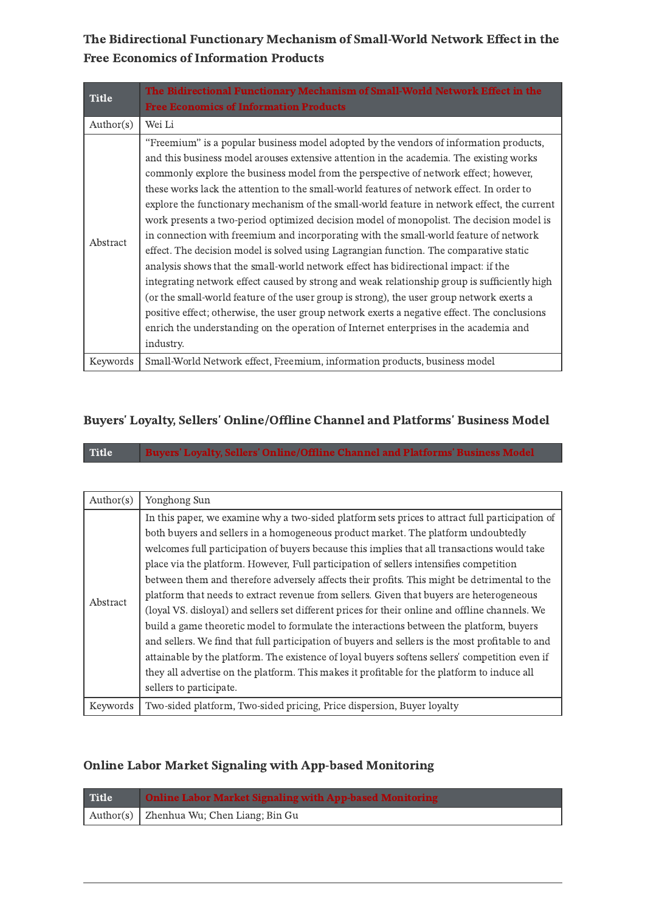### The Bidirectional Functionary Mechanism of Small-World Network Effect in the Free Economics of Information Products

| Title | The Bidirectional Functionary Mechanism of Small-World Network Effect in the Free Economics of Information Products |
|---|---|
| Author(s) | Wei Li |
| Abstract | "Freemium" is a popular business model adopted by the vendors of information products, and this business model arouses extensive attention in the academia. The existing works commonly explore the business model from the perspective of network effect; however, these works lack the attention to the small-world features of network effect. In order to explore the functionary mechanism of the small-world feature in network effect, the current work presents a two-period optimized decision model of monopolist. The decision model is in connection with freemium and incorporating with the small-world feature of network effect. The decision model is solved using Lagrangian function. The comparative static analysis shows that the small-world network effect has bidirectional impact: if the integrating network effect caused by strong and weak relationship group is sufficiently high (or the small-world feature of the user group is strong), the user group network exerts a positive effect; otherwise, the user group network exerts a negative effect. The conclusions enrich the understanding on the operation of Internet enterprises in the academia and industry. |
| Keywords | Small-World Network effect, Freemium, information products, business model |

### Buyers' Loyalty, Sellers' Online/Offline Channel and Platforms' Business Model

| Title | Buyers' Loyalty, Sellers' Online/Offline Channel and Platforms' Business Model |
|---|---|
| Author(s) | Yonghong Sun |
| Abstract | In this paper, we examine why a two-sided platform sets prices to attract full participation of both buyers and sellers in a homogeneous product market. The platform undoubtedly welcomes full participation of buyers because this implies that all transactions would take place via the platform. However, Full participation of sellers intensifies competition between them and therefore adversely affects their profits. This might be detrimental to the platform that needs to extract revenue from sellers. Given that buyers are heterogeneous (loyal VS. disloyal) and sellers set different prices for their online and offline channels. We build a game theoretic model to formulate the interactions between the platform, buyers and sellers. We find that full participation of buyers and sellers is the most profitable to and attainable by the platform. The existence of loyal buyers softens sellers' competition even if they all advertise on the platform. This makes it profitable for the platform to induce all sellers to participate. |
| Keywords | Two-sided platform, Two-sided pricing, Price dispersion, Buyer loyalty |

### Online Labor Market Signaling with App-based Monitoring

| Title | Online Labor Market Signaling with App-based Monitoring |
|---|---|
| Author(s) | Zhenhua Wu; Chen Liang; Bin Gu |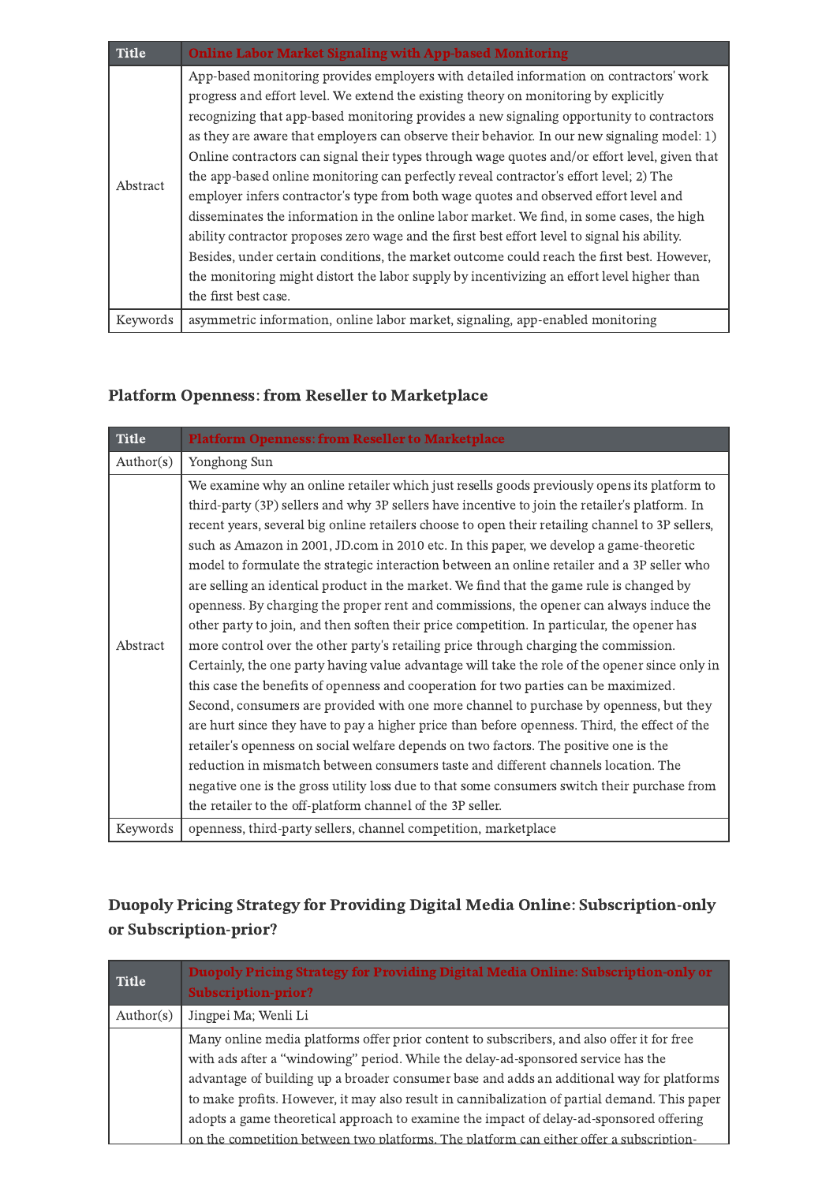| Title | Online Labor Market Signaling with App-based Monitoring |
|---|---|
| Abstract | App-based monitoring provides employers with detailed information on contractors' work progress and effort level. We extend the existing theory on monitoring by explicitly recognizing that app-based monitoring provides a new signaling opportunity to contractors as they are aware that employers can observe their behavior. In our new signaling model: 1) Online contractors can signal their types through wage quotes and/or effort level, given that the app-based online monitoring can perfectly reveal contractor's effort level; 2) The employer infers contractor's type from both wage quotes and observed effort level and disseminates the information in the online labor market. We find, in some cases, the high ability contractor proposes zero wage and the first best effort level to signal his ability. Besides, under certain conditions, the market outcome could reach the first best. However, the monitoring might distort the labor supply by incentivizing an effort level higher than the first best case. |
| Keywords | asymmetric information, online labor market, signaling, app-enabled monitoring |

### Platform Openness: from Reseller to Marketplace

| Title | Platform Openness: from Reseller to Marketplace |
|---|---|
| Author(s) | Yonghong Sun |
| Abstract | We examine why an online retailer which just resells goods previously opens its platform to third-party (3P) sellers and why 3P sellers have incentive to join the retailer's platform. In recent years, several big online retailers choose to open their retailing channel to 3P sellers, such as Amazon in 2001, JD.com in 2010 etc. In this paper, we develop a game-theoretic model to formulate the strategic interaction between an online retailer and a 3P seller who are selling an identical product in the market. We find that the game rule is changed by openness. By charging the proper rent and commissions, the opener can always induce the other party to join, and then soften their price competition. In particular, the opener has more control over the other party's retailing price through charging the commission. Certainly, the one party having value advantage will take the role of the opener since only in this case the benefits of openness and cooperation for two parties can be maximized. Second, consumers are provided with one more channel to purchase by openness, but they are hurt since they have to pay a higher price than before openness. Third, the effect of the retailer's openness on social welfare depends on two factors. The positive one is the reduction in mismatch between consumers taste and different channels location. The negative one is the gross utility loss due to that some consumers switch their purchase from the retailer to the off-platform channel of the 3P seller. |
| Keywords | openness, third-party sellers, channel competition, marketplace |

### Duopoly Pricing Strategy for Providing Digital Media Online: Subscription-only or Subscription-prior?

| Title | Duopoly Pricing Strategy for Providing Digital Media Online: Subscription-only or Subscription-prior? |
|---|---|
| Author(s) | Jingpei Ma; Wenli Li |
| | Many online media platforms offer prior content to subscribers, and also offer it for free with ads after a "windowing" period. While the delay-ad-sponsored service has the advantage of building up a broader consumer base and adds an additional way for platforms to make profits. However, it may also result in cannibalization of partial demand. This paper adopts a game theoretical approach to examine the impact of delay-ad-sponsored offering on the competition between two platforms. The platform can either offer a subscription- |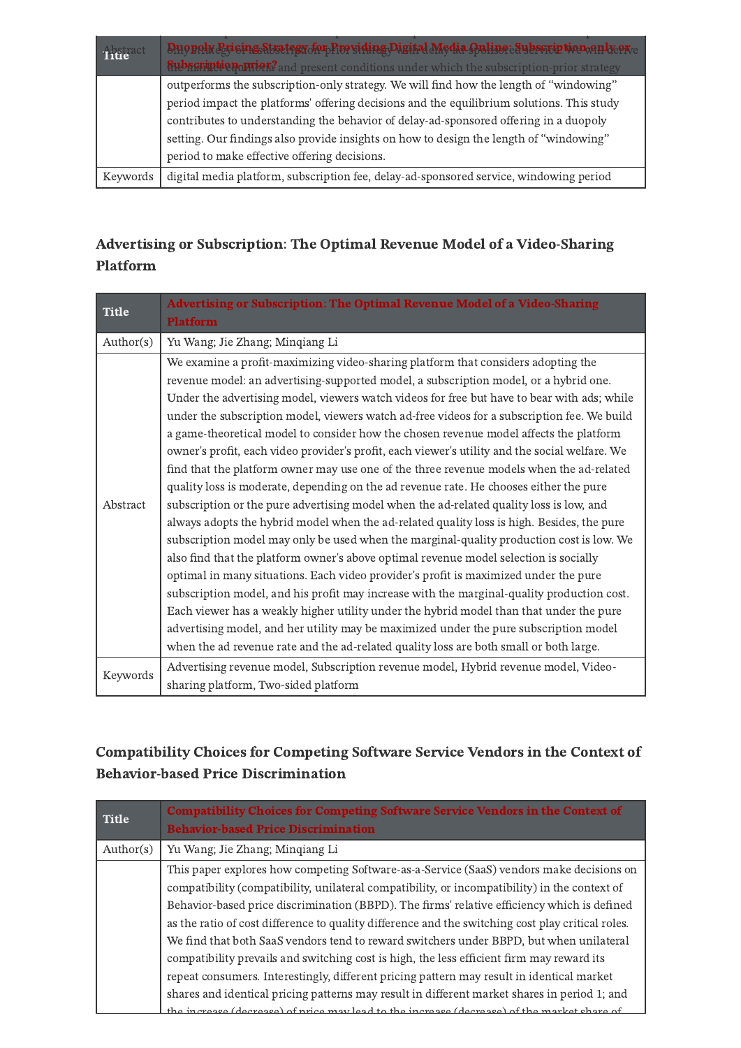| Abstract | only strategy or the subscription-prior strategy with delay-ad-sponsored service. We will derive the market equilibrium and present conditions under which the subscription-prior strategy outperforms the subscription-only strategy. We will find how the length of "windowing" period impact the platforms' offering decisions and the equilibrium solutions. This study contributes to understanding the behavior of delay-ad-sponsored offering in a duopoly setting. Our findings also provide insights on how to design the length of "windowing" period to make effective offering decisions. |
|---|---|
| Keywords | digital media platform, subscription fee, delay-ad-sponsored service, windowing period |

### Advertising or Subscription: The Optimal Revenue Model of a Video-Sharing Platform

| Title | Advertising or Subscription: The Optimal Revenue Model of a Video-Sharing Platform |
|---|---|
| Author(s) | Yu Wang; Jie Zhang; Minqiang Li |
| Abstract | We examine a profit-maximizing video-sharing platform that considers adopting the revenue model: an advertising-supported model, a subscription model, or a hybrid one. Under the advertising model, viewers watch videos for free but have to bear with ads; while under the subscription model, viewers watch ad-free videos for a subscription fee. We build a game-theoretical model to consider how the chosen revenue model affects the platform owner's profit, each video provider's profit, each viewer's utility and the social welfare. We find that the platform owner may use one of the three revenue models when the ad-related quality loss is moderate, depending on the ad revenue rate. He chooses either the pure subscription or the pure advertising model when the ad-related quality loss is low, and always adopts the hybrid model when the ad-related quality loss is high. Besides, the pure subscription model may only be used when the marginal-quality production cost is low. We also find that the platform owner's above optimal revenue model selection is socially optimal in many situations. Each video provider's profit is maximized under the pure subscription model, and his profit may increase with the marginal-quality production cost. Each viewer has a weakly higher utility under the hybrid model than that under the pure advertising model, and her utility may be maximized under the pure subscription model when the ad revenue rate and the ad-related quality loss are both small or both large. |
| Keywords | Advertising revenue model, Subscription revenue model, Hybrid revenue model, Video-sharing platform, Two-sided platform |

### Compatibility Choices for Competing Software Service Vendors in the Context of Behavior-based Price Discrimination

| Title | Compatibility Choices for Competing Software Service Vendors in the Context of Behavior-based Price Discrimination |
|---|---|
| Author(s) | Yu Wang; Jie Zhang; Minqiang Li |
| | This paper explores how competing Software-as-a-Service (SaaS) vendors make decisions on compatibility (compatibility, unilateral compatibility, or incompatibility) in the context of Behavior-based price discrimination (BBPD). The firms' relative efficiency which is defined as the ratio of cost difference to quality difference and the switching cost play critical roles. We find that both SaaS vendors tend to reward switchers under BBPD, but when unilateral compatibility prevails and switching cost is high, the less efficient firm may reward its repeat consumers. Interestingly, different pricing pattern may result in identical market shares and identical pricing patterns may result in different market shares in period 1; and the increase (decrease) of price may lead to the increase (decrease) of the market share of |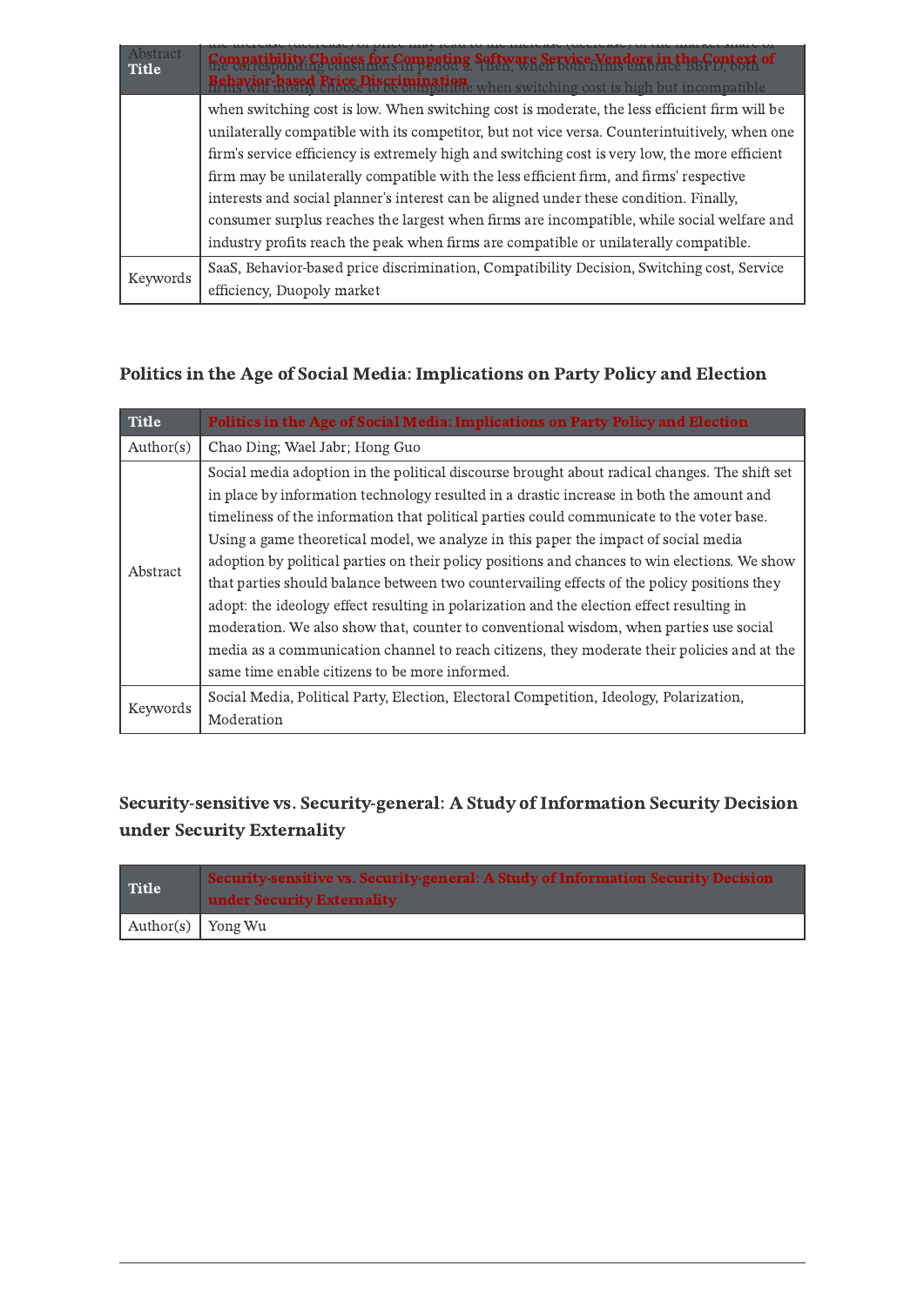| Title | Compatibility Choices for Competing Software Service Vendors in the Context of Behavior-based Price Discrimination |
| --- | --- |
| Abstract | the increase (decrease) of price may lead to the increase (decrease) of the market share of the corresponding consumers in period 2. Then, when both firms embrace BBPD, both firms will mostly choose to be compatible when switching cost is high but incompatible when switching cost is low. When switching cost is moderate, the less efficient firm will be unilaterally compatible with its competitor, but not vice versa. Counterintuitively, when one firm's service efficiency is extremely high and switching cost is very low, the more efficient firm may be unilaterally compatible with the less efficient firm, and firms' respective interests and social planner's interest can be aligned under these condition. Finally, consumer surplus reaches the largest when firms are incompatible, while social welfare and industry profits reach the peak when firms are compatible or unilaterally compatible. |
| Keywords | SaaS, Behavior-based price discrimination, Compatibility Decision, Switching cost, Service efficiency, Duopoly market |

### Politics in the Age of Social Media: Implications on Party Policy and Election

| Title | Politics in the Age of Social Media: Implications on Party Policy and Election |
| --- | --- |
| Author(s) | Chao Ding; Wael Jabr; Hong Guo |
| Abstract | Social media adoption in the political discourse brought about radical changes. The shift set in place by information technology resulted in a drastic increase in both the amount and timeliness of the information that political parties could communicate to the voter base. Using a game theoretical model, we analyze in this paper the impact of social media adoption by political parties on their policy positions and chances to win elections. We show that parties should balance between two countervailing effects of the policy positions they adopt: the ideology effect resulting in polarization and the election effect resulting in moderation. We also show that, counter to conventional wisdom, when parties use social media as a communication channel to reach citizens, they moderate their policies and at the same time enable citizens to be more informed. |
| Keywords | Social Media, Political Party, Election, Electoral Competition, Ideology, Polarization, Moderation |

### Security-sensitive vs. Security-general: A Study of Information Security Decision under Security Externality

| Title | Security-sensitive vs. Security-general: A Study of Information Security Decision under Security Externality |
| --- | --- |
| Author(s) | Yong Wu |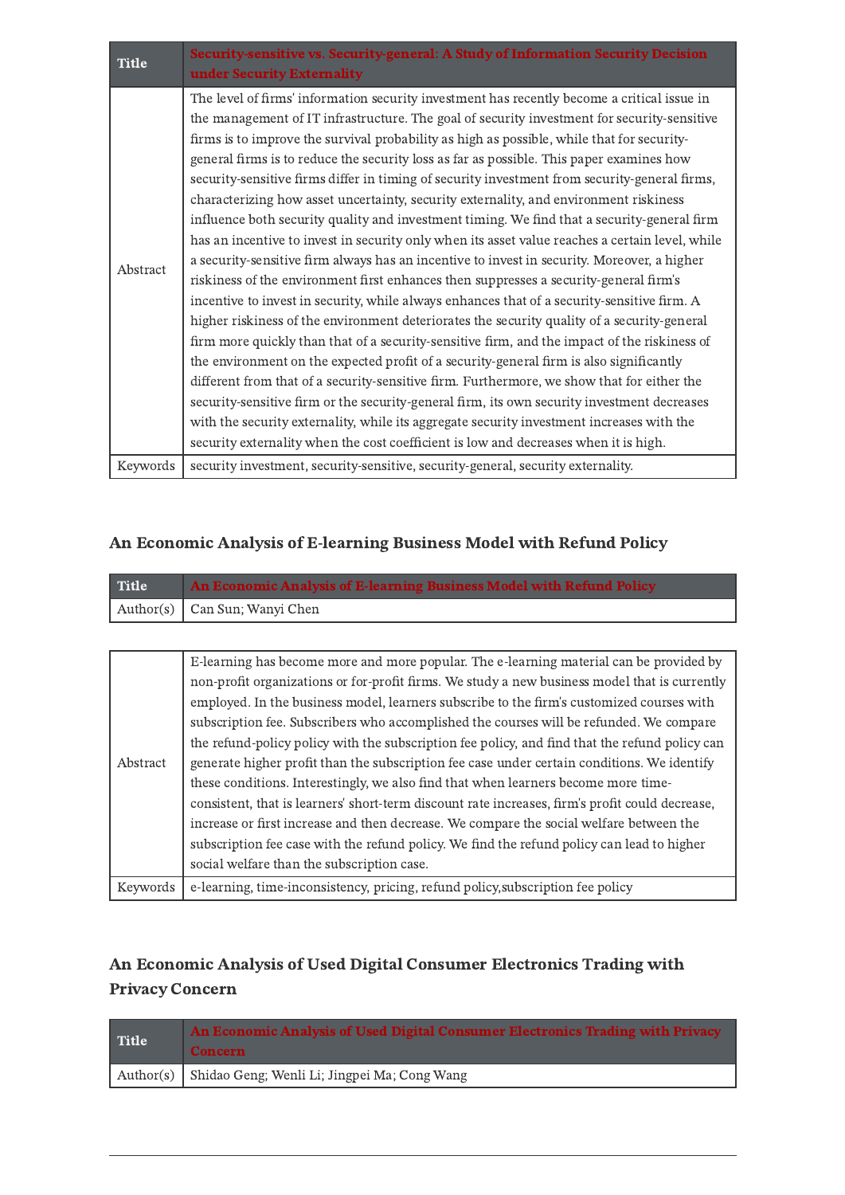| Title | Security-sensitive vs. Security-general: A Study of Information Security Decision under Security Externality |
|---|---|
| Abstract | The level of firms' information security investment has recently become a critical issue in the management of IT infrastructure. The goal of security investment for security-sensitive firms is to improve the survival probability as high as possible, while that for security-general firms is to reduce the security loss as far as possible. This paper examines how security-sensitive firms differ in timing of security investment from security-general firms, characterizing how asset uncertainty, security externality, and environment riskiness influence both security quality and investment timing. We find that a security-general firm has an incentive to invest in security only when its asset value reaches a certain level, while a security-sensitive firm always has an incentive to invest in security. Moreover, a higher riskiness of the environment first enhances then suppresses a security-general firm's incentive to invest in security, while always enhances that of a security-sensitive firm. A higher riskiness of the environment deteriorates the security quality of a security-general firm more quickly than that of a security-sensitive firm, and the impact of the riskiness of the environment on the expected profit of a security-general firm is also significantly different from that of a security-sensitive firm. Furthermore, we show that for either the security-sensitive firm or the security-general firm, its own security investment decreases with the security externality, while its aggregate security investment increases with the security externality when the cost coefficient is low and decreases when it is high. |
| Keywords | security investment, security-sensitive, security-general, security externality. |

### An Economic Analysis of E-learning Business Model with Refund Policy

| Title | An Economic Analysis of E-learning Business Model with Refund Policy |
|---|---|
| Author(s) | Can Sun; Wanyi Chen |

| | |
|---|---|
| Abstract | E-learning has become more and more popular. The e-learning material can be provided by non-profit organizations or for-profit firms. We study a new business model that is currently employed. In the business model, learners subscribe to the firm's customized courses with subscription fee. Subscribers who accomplished the courses will be refunded. We compare the refund-policy policy with the subscription fee policy, and find that the refund policy can generate higher profit than the subscription fee case under certain conditions. We identify these conditions. Interestingly, we also find that when learners become more time-consistent, that is learners' short-term discount rate increases, firm's profit could decrease, increase or first increase and then decrease. We compare the social welfare between the subscription fee case with the refund policy. We find the refund policy can lead to higher social welfare than the subscription case. |
| Keywords | e-learning, time-inconsistency, pricing, refund policy,subscription fee policy |

### An Economic Analysis of Used Digital Consumer Electronics Trading with Privacy Concern

| Title | An Economic Analysis of Used Digital Consumer Electronics Trading with Privacy Concern |
|---|---|
| Author(s) | Shidao Geng; Wenli Li; Jingpei Ma; Cong Wang |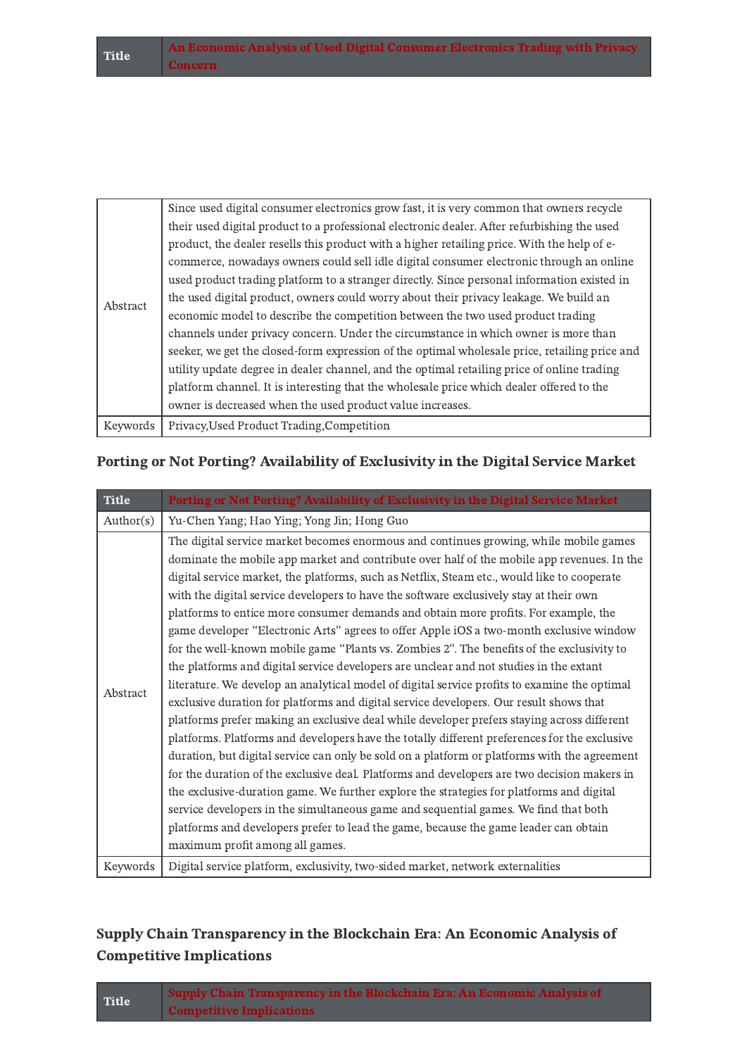| Title | An Economic Analysis of Used Digital Consumer Electronics Trading with Privacy Concern |
|---|---|

| Abstract | Since used digital consumer electronics grow fast, it is very common that owners recycle their used digital product to a professional electronic dealer. After refurbishing the used product, the dealer resells this product with a higher retailing price. With the help of e-commerce, nowadays owners could sell idle digital consumer electronic through an online used product trading platform to a stranger directly. Since personal information existed in the used digital product, owners could worry about their privacy leakage. We build an economic model to describe the competition between the two used product trading channels under privacy concern. Under the circumstance in which owner is more than seeker, we get the closed-form expression of the optimal wholesale price, retailing price and utility update degree in dealer channel, and the optimal retailing price of online trading platform channel. It is interesting that the wholesale price which dealer offered to the owner is decreased when the used product value increases. |
|---|---|
| Keywords | Privacy,Used Product Trading,Competition |

### Porting or Not Porting? Availability of Exclusivity in the Digital Service Market

| Title | Porting or Not Porting? Availability of Exclusivity in the Digital Service Market |
|---|---|
| Author(s) | Yu-Chen Yang; Hao Ying; Yong Jin; Hong Guo |
| Abstract | The digital service market becomes enormous and continues growing, while mobile games dominate the mobile app market and contribute over half of the mobile app revenues. In the digital service market, the platforms, such as Netflix, Steam etc., would like to cooperate with the digital service developers to have the software exclusively stay at their own platforms to entice more consumer demands and obtain more profits. For example, the game developer "Electronic Arts" agrees to offer Apple iOS a two-month exclusive window for the well-known mobile game "Plants vs. Zombies 2". The benefits of the exclusivity to the platforms and digital service developers are unclear and not studies in the extant literature. We develop an analytical model of digital service profits to examine the optimal exclusive duration for platforms and digital service developers. Our result shows that platforms prefer making an exclusive deal while developer prefers staying across different platforms. Platforms and developers have the totally different preferences for the exclusive duration, but digital service can only be sold on a platform or platforms with the agreement for the duration of the exclusive deal. Platforms and developers are two decision makers in the exclusive-duration game. We further explore the strategies for platforms and digital service developers in the simultaneous game and sequential games. We find that both platforms and developers prefer to lead the game, because the game leader can obtain maximum profit among all games. |
| Keywords | Digital service platform, exclusivity, two-sided market, network externalities |

### Supply Chain Transparency in the Blockchain Era: An Economic Analysis of Competitive Implications

| Title | Supply Chain Transparency in the Blockchain Era: An Economic Analysis of Competitive Implications |
|---|---|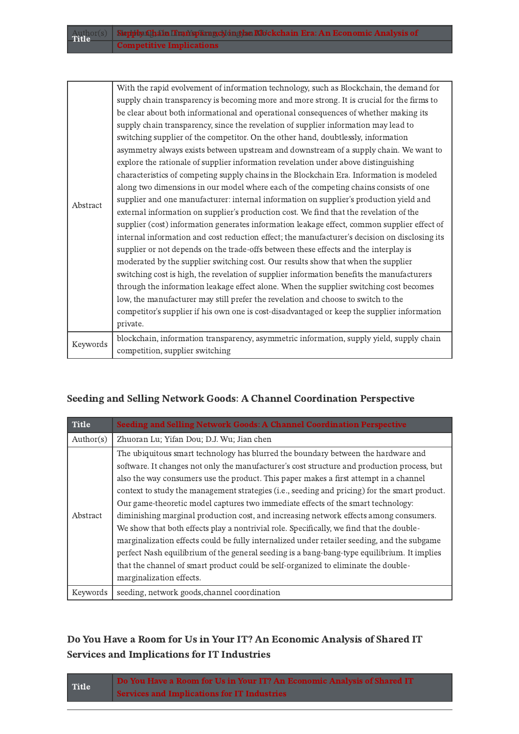| Title | Supply Chain Transparency in the Blockchain Era: An Economic Analysis of Competitive Implications |
|---|---|
| Abstract | With the rapid evolvement of information technology, such as Blockchain, the demand for supply chain transparency is becoming more and more strong. It is crucial for the firms to be clear about both informational and operational consequences of whether making its supply chain transparency, since the revelation of supplier information may lead to switching supplier of the competitor. On the other hand, doubtlessly, information asymmetry always exists between upstream and downstream of a supply chain. We want to explore the rationale of supplier information revelation under above distinguishing characteristics of competing supply chains in the Blockchain Era. Information is modeled along two dimensions in our model where each of the competing chains consists of one supplier and one manufacturer: internal information on supplier's production yield and external information on supplier's production cost. We find that the revelation of the supplier (cost) information generates information leakage effect, common supplier effect of internal information and cost reduction effect; the manufacturer's decision on disclosing its supplier or not depends on the trade-offs between these effects and the interplay is moderated by the supplier switching cost. Our results show that when the supplier switching cost is high, the revelation of supplier information benefits the manufacturers through the information leakage effect alone. When the supplier switching cost becomes low, the manufacturer may still prefer the revelation and choose to switch to the competitor's supplier if his own one is cost-disadvantaged or keep the supplier information private. |
| Keywords | blockchain, information transparency, asymmetric information, supply yield, supply chain competition, supplier switching |

### Seeding and Selling Network Goods: A Channel Coordination Perspective

| Title | Seeding and Selling Network Goods: A Channel Coordination Perspective |
|---|---|
| Author(s) | Zhuoran Lu; Yifan Dou; D.J. Wu; Jian chen |
| Abstract | The ubiquitous smart technology has blurred the boundary between the hardware and software. It changes not only the manufacturer's cost structure and production process, but also the way consumers use the product. This paper makes a first attempt in a channel context to study the management strategies (i.e., seeding and pricing) for the smart product. Our game-theoretic model captures two immediate effects of the smart technology: diminishing marginal production cost, and increasing network effects among consumers. We show that both effects play a nontrivial role. Specifically, we find that the double-marginalization effects could be fully internalized under retailer seeding, and the subgame perfect Nash equilibrium of the general seeding is a bang-bang-type equilibrium. It implies that the channel of smart product could be self-organized to eliminate the double-marginalization effects. |
| Keywords | seeding, network goods,channel coordination |

### Do You Have a Room for Us in Your IT? An Economic Analysis of Shared IT Services and Implications for IT Industries

| Title | Do You Have a Room for Us in Your IT? An Economic Analysis of Shared IT Services and Implications for IT Industries |
|---|---|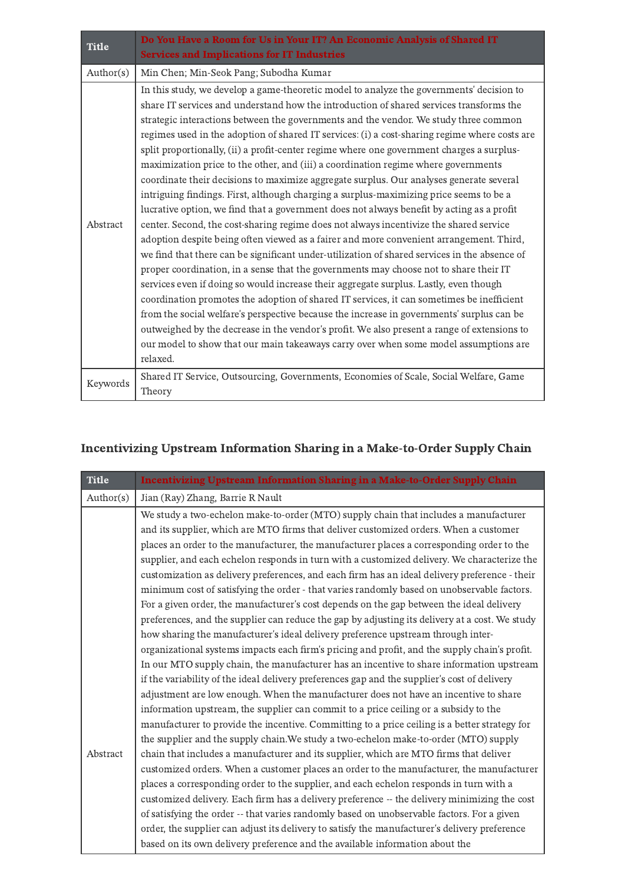| Title | Do You Have a Room for Us in Your IT? An Economic Analysis of Shared IT Services and Implications for IT Industries |
| --- | --- |
| Author(s) | Min Chen; Min-Seok Pang; Subodha Kumar |
| Abstract | In this study, we develop a game-theoretic model to analyze the governments' decision to share IT services and understand how the introduction of shared services transforms the strategic interactions between the governments and the vendor. We study three common regimes used in the adoption of shared IT services: (i) a cost-sharing regime where costs are split proportionally, (ii) a profit-center regime where one government charges a surplus-maximization price to the other, and (iii) a coordination regime where governments coordinate their decisions to maximize aggregate surplus. Our analyses generate several intriguing findings. First, although charging a surplus-maximizing price seems to be a lucrative option, we find that a government does not always benefit by acting as a profit center. Second, the cost-sharing regime does not always incentivize the shared service adoption despite being often viewed as a fairer and more convenient arrangement. Third, we find that there can be significant under-utilization of shared services in the absence of proper coordination, in a sense that the governments may choose not to share their IT services even if doing so would increase their aggregate surplus. Lastly, even though coordination promotes the adoption of shared IT services, it can sometimes be inefficient from the social welfare's perspective because the increase in governments' surplus can be outweighed by the decrease in the vendor's profit. We also present a range of extensions to our model to show that our main takeaways carry over when some model assumptions are relaxed. |
| Keywords | Shared IT Service, Outsourcing, Governments, Economies of Scale, Social Welfare, Game Theory |

## Incentivizing Upstream Information Sharing in a Make-to-Order Supply Chain

| Title | Incentivizing Upstream Information Sharing in a Make-to-Order Supply Chain |
| --- | --- |
| Author(s) | Jian (Ray) Zhang, Barrie R Nault |
| Abstract | We study a two-echelon make-to-order (MTO) supply chain that includes a manufacturer and its supplier, which are MTO firms that deliver customized orders. When a customer places an order to the manufacturer, the manufacturer places a corresponding order to the supplier, and each echelon responds in turn with a customized delivery. We characterize the customization as delivery preferences, and each firm has an ideal delivery preference - their minimum cost of satisfying the order - that varies randomly based on unobservable factors. For a given order, the manufacturer's cost depends on the gap between the ideal delivery preferences, and the supplier can reduce the gap by adjusting its delivery at a cost. We study how sharing the manufacturer's ideal delivery preference upstream through inter-organizational systems impacts each firm's pricing and profit, and the supply chain's profit. In our MTO supply chain, the manufacturer has an incentive to share information upstream if the variability of the ideal delivery preferences gap and the supplier's cost of delivery adjustment are low enough. When the manufacturer does not have an incentive to share information upstream, the supplier can commit to a price ceiling or a subsidy to the manufacturer to provide the incentive. Committing to a price ceiling is a better strategy for the supplier and the supply chain.We study a two-echelon make-to-order (MTO) supply chain that includes a manufacturer and its supplier, which are MTO firms that deliver customized orders. When a customer places an order to the manufacturer, the manufacturer places a corresponding order to the supplier, and each echelon responds in turn with a customized delivery. Each firm has a delivery preference -- the delivery minimizing the cost of satisfying the order -- that varies randomly based on unobservable factors. For a given order, the supplier can adjust its delivery to satisfy the manufacturer's delivery preference based on its own delivery preference and the available information about the |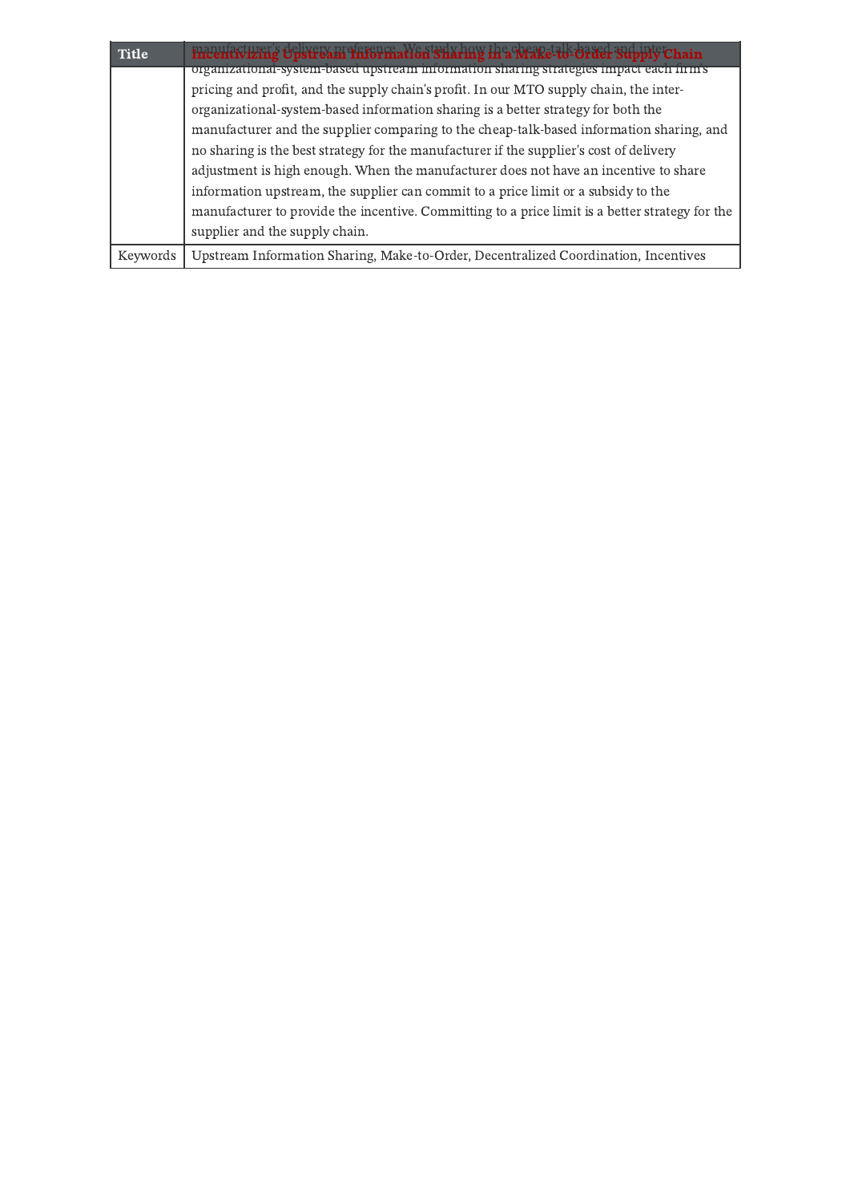| Title | Incentivizing Upstream Information Sharing in a Make-to-Order Supply Chain |
|---|---|
| | manufacturer's delivery preference. We study how the cheap-talk-based and inter-organizational-system-based upstream information sharing strategies impact each firm's pricing and profit, and the supply chain's profit. In our MTO supply chain, the inter-organizational-system-based information sharing is a better strategy for both the manufacturer and the supplier comparing to the cheap-talk-based information sharing, and no sharing is the best strategy for the manufacturer if the supplier's cost of delivery adjustment is high enough. When the manufacturer does not have an incentive to share information upstream, the supplier can commit to a price limit or a subsidy to the manufacturer to provide the incentive. Committing to a price limit is a better strategy for the supplier and the supply chain. |
| Keywords | Upstream Information Sharing, Make-to-Order, Decentralized Coordination, Incentives |